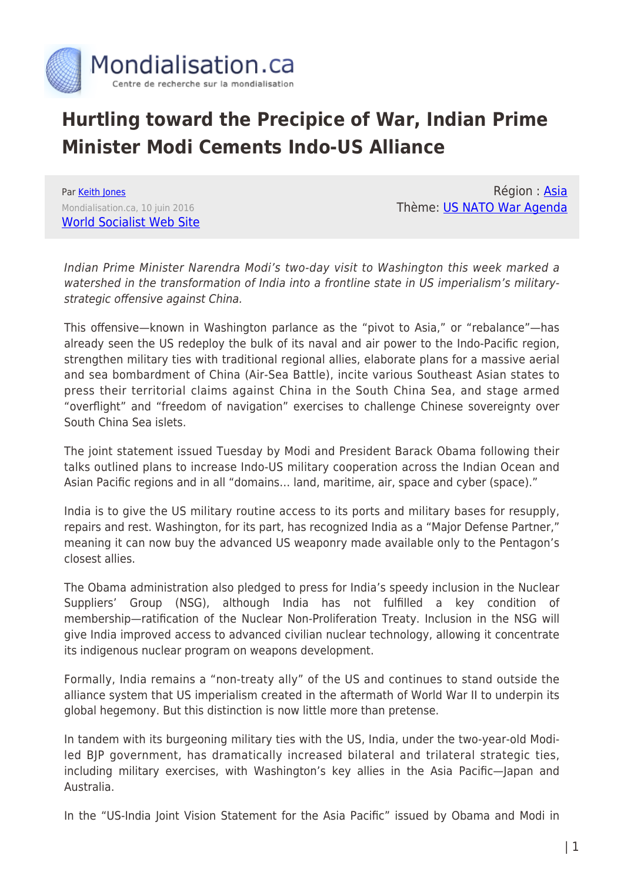# Hurtling toward the Precipice of War, Indian Prime Minister Modi Cements Indo-US Alliance

Par Keith Jones
Mondialisation.ca, 10 juin 2016
World Socialist Web Site

Région : Asia
Thème: US NATO War Agenda

*Indian Prime Minister Narendra Modi's two-day visit to Washington this week marked a watershed in the transformation of India into a frontline state in US imperialism's military-strategic offensive against China.*

This offensive—known in Washington parlance as the "pivot to Asia," or "rebalance"—has already seen the US redeploy the bulk of its naval and air power to the Indo-Pacific region, strengthen military ties with traditional regional allies, elaborate plans for a massive aerial and sea bombardment of China (Air-Sea Battle), incite various Southeast Asian states to press their territorial claims against China in the South China Sea, and stage armed "overflight" and "freedom of navigation" exercises to challenge Chinese sovereignty over South China Sea islets.

The joint statement issued Tuesday by Modi and President Barack Obama following their talks outlined plans to increase Indo-US military cooperation across the Indian Ocean and Asian Pacific regions and in all "domains… land, maritime, air, space and cyber (space)."

India is to give the US military routine access to its ports and military bases for resupply, repairs and rest. Washington, for its part, has recognized India as a "Major Defense Partner," meaning it can now buy the advanced US weaponry made available only to the Pentagon's closest allies.

The Obama administration also pledged to press for India's speedy inclusion in the Nuclear Suppliers' Group (NSG), although India has not fulfilled a key condition of membership—ratification of the Nuclear Non-Proliferation Treaty. Inclusion in the NSG will give India improved access to advanced civilian nuclear technology, allowing it concentrate its indigenous nuclear program on weapons development.

Formally, India remains a "non-treaty ally" of the US and continues to stand outside the alliance system that US imperialism created in the aftermath of World War II to underpin its global hegemony. But this distinction is now little more than pretense.

In tandem with its burgeoning military ties with the US, India, under the two-year-old Modi-led BJP government, has dramatically increased bilateral and trilateral strategic ties, including military exercises, with Washington's key allies in the Asia Pacific—Japan and Australia.

In the "US-India Joint Vision Statement for the Asia Pacific" issued by Obama and Modi in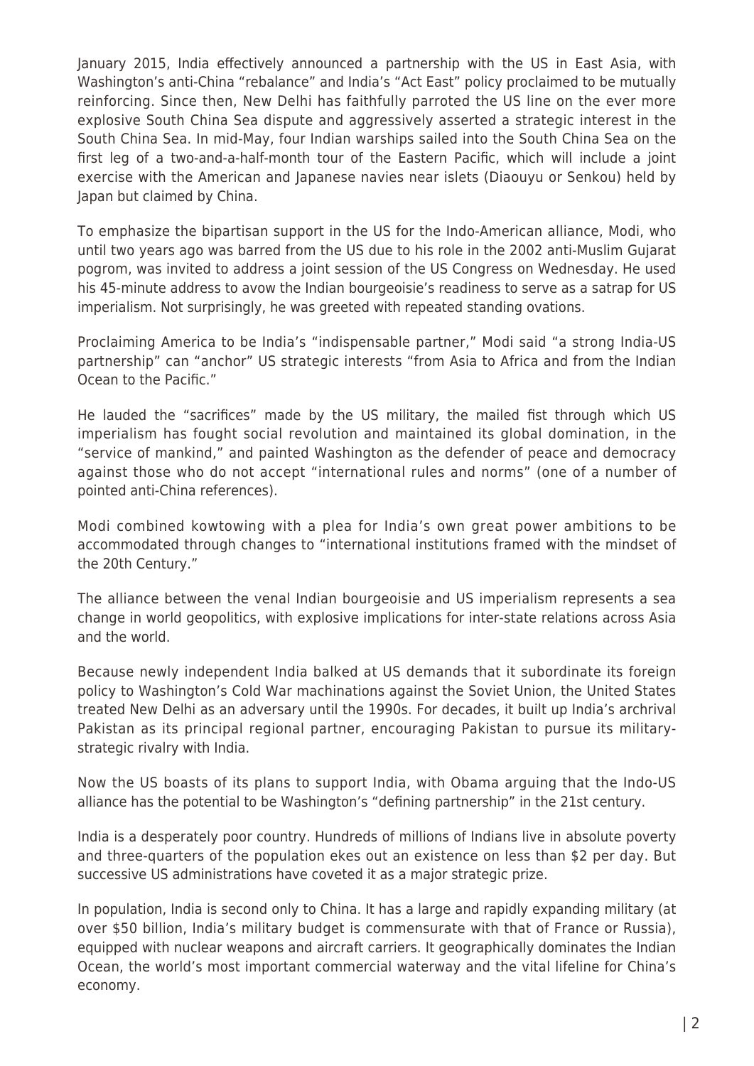January 2015, India effectively announced a partnership with the US in East Asia, with Washington's anti-China "rebalance" and India's "Act East" policy proclaimed to be mutually reinforcing. Since then, New Delhi has faithfully parroted the US line on the ever more explosive South China Sea dispute and aggressively asserted a strategic interest in the South China Sea. In mid-May, four Indian warships sailed into the South China Sea on the first leg of a two-and-a-half-month tour of the Eastern Pacific, which will include a joint exercise with the American and Japanese navies near islets (Diaouyu or Senkou) held by Japan but claimed by China.

To emphasize the bipartisan support in the US for the Indo-American alliance, Modi, who until two years ago was barred from the US due to his role in the 2002 anti-Muslim Gujarat pogrom, was invited to address a joint session of the US Congress on Wednesday. He used his 45-minute address to avow the Indian bourgeoisie's readiness to serve as a satrap for US imperialism. Not surprisingly, he was greeted with repeated standing ovations.

Proclaiming America to be India's "indispensable partner," Modi said "a strong India-US partnership" can "anchor" US strategic interests "from Asia to Africa and from the Indian Ocean to the Pacific."

He lauded the "sacrifices" made by the US military, the mailed fist through which US imperialism has fought social revolution and maintained its global domination, in the "service of mankind," and painted Washington as the defender of peace and democracy against those who do not accept "international rules and norms" (one of a number of pointed anti-China references).

Modi combined kowtowing with a plea for India's own great power ambitions to be accommodated through changes to "international institutions framed with the mindset of the 20th Century."

The alliance between the venal Indian bourgeoisie and US imperialism represents a sea change in world geopolitics, with explosive implications for inter-state relations across Asia and the world.

Because newly independent India balked at US demands that it subordinate its foreign policy to Washington's Cold War machinations against the Soviet Union, the United States treated New Delhi as an adversary until the 1990s. For decades, it built up India's archrival Pakistan as its principal regional partner, encouraging Pakistan to pursue its military-strategic rivalry with India.

Now the US boasts of its plans to support India, with Obama arguing that the Indo-US alliance has the potential to be Washington's "defining partnership" in the 21st century.

India is a desperately poor country. Hundreds of millions of Indians live in absolute poverty and three-quarters of the population ekes out an existence on less than $2 per day. But successive US administrations have coveted it as a major strategic prize.

In population, India is second only to China. It has a large and rapidly expanding military (at over $50 billion, India's military budget is commensurate with that of France or Russia), equipped with nuclear weapons and aircraft carriers. It geographically dominates the Indian Ocean, the world's most important commercial waterway and the vital lifeline for China's economy.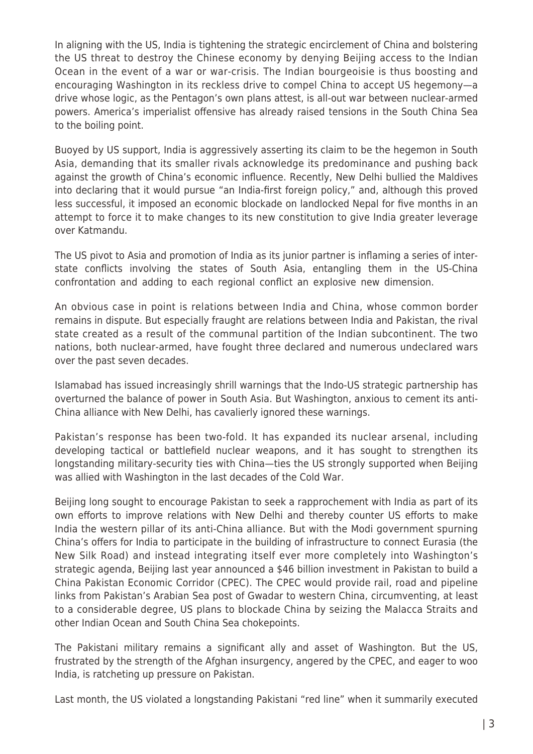In aligning with the US, India is tightening the strategic encirclement of China and bolstering the US threat to destroy the Chinese economy by denying Beijing access to the Indian Ocean in the event of a war or war-crisis. The Indian bourgeoisie is thus boosting and encouraging Washington in its reckless drive to compel China to accept US hegemony—a drive whose logic, as the Pentagon's own plans attest, is all-out war between nuclear-armed powers. America's imperialist offensive has already raised tensions in the South China Sea to the boiling point.

Buoyed by US support, India is aggressively asserting its claim to be the hegemon in South Asia, demanding that its smaller rivals acknowledge its predominance and pushing back against the growth of China's economic influence. Recently, New Delhi bullied the Maldives into declaring that it would pursue "an India-first foreign policy," and, although this proved less successful, it imposed an economic blockade on landlocked Nepal for five months in an attempt to force it to make changes to its new constitution to give India greater leverage over Katmandu.

The US pivot to Asia and promotion of India as its junior partner is inflaming a series of inter-state conflicts involving the states of South Asia, entangling them in the US-China confrontation and adding to each regional conflict an explosive new dimension.

An obvious case in point is relations between India and China, whose common border remains in dispute. But especially fraught are relations between India and Pakistan, the rival state created as a result of the communal partition of the Indian subcontinent. The two nations, both nuclear-armed, have fought three declared and numerous undeclared wars over the past seven decades.

Islamabad has issued increasingly shrill warnings that the Indo-US strategic partnership has overturned the balance of power in South Asia. But Washington, anxious to cement its anti-China alliance with New Delhi, has cavalierly ignored these warnings.

Pakistan's response has been two-fold. It has expanded its nuclear arsenal, including developing tactical or battlefield nuclear weapons, and it has sought to strengthen its longstanding military-security ties with China—ties the US strongly supported when Beijing was allied with Washington in the last decades of the Cold War.

Beijing long sought to encourage Pakistan to seek a rapprochement with India as part of its own efforts to improve relations with New Delhi and thereby counter US efforts to make India the western pillar of its anti-China alliance. But with the Modi government spurning China's offers for India to participate in the building of infrastructure to connect Eurasia (the New Silk Road) and instead integrating itself ever more completely into Washington's strategic agenda, Beijing last year announced a $46 billion investment in Pakistan to build a China Pakistan Economic Corridor (CPEC). The CPEC would provide rail, road and pipeline links from Pakistan's Arabian Sea post of Gwadar to western China, circumventing, at least to a considerable degree, US plans to blockade China by seizing the Malacca Straits and other Indian Ocean and South China Sea chokepoints.

The Pakistani military remains a significant ally and asset of Washington. But the US, frustrated by the strength of the Afghan insurgency, angered by the CPEC, and eager to woo India, is ratcheting up pressure on Pakistan.

Last month, the US violated a longstanding Pakistani "red line" when it summarily executed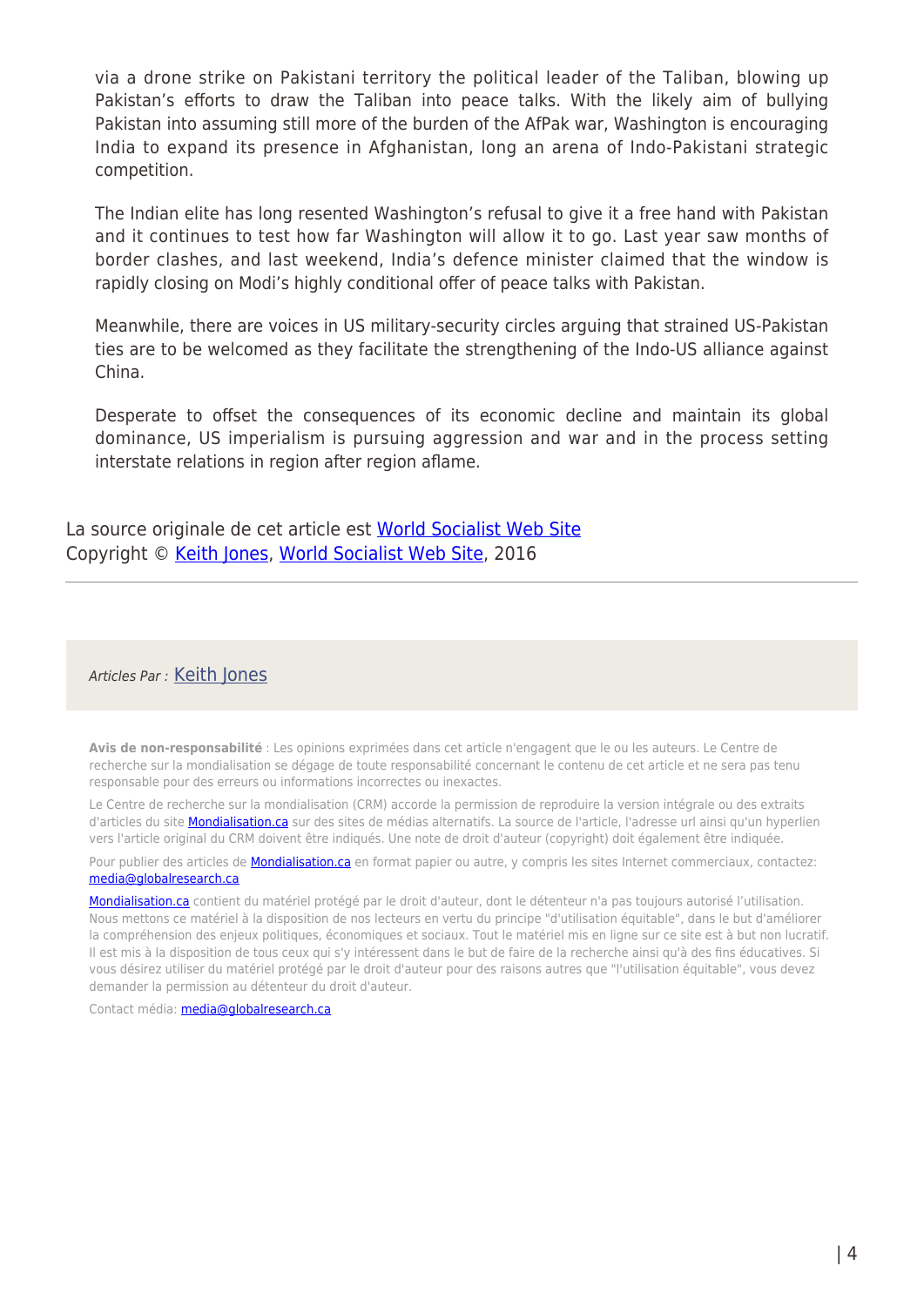via a drone strike on Pakistani territory the political leader of the Taliban, blowing up Pakistan's efforts to draw the Taliban into peace talks. With the likely aim of bullying Pakistan into assuming still more of the burden of the AfPak war, Washington is encouraging India to expand its presence in Afghanistan, long an arena of Indo-Pakistani strategic competition.

The Indian elite has long resented Washington's refusal to give it a free hand with Pakistan and it continues to test how far Washington will allow it to go. Last year saw months of border clashes, and last weekend, India's defence minister claimed that the window is rapidly closing on Modi's highly conditional offer of peace talks with Pakistan.

Meanwhile, there are voices in US military-security circles arguing that strained US-Pakistan ties are to be welcomed as they facilitate the strengthening of the Indo-US alliance against China.

Desperate to offset the consequences of its economic decline and maintain its global dominance, US imperialism is pursuing aggression and war and in the process setting interstate relations in region after region aflame.

La source originale de cet article est World Socialist Web Site
Copyright © Keith Jones, World Socialist Web Site, 2016

---

*Articles Par :* Keith Jones

**Avis de non-responsabilité** : Les opinions exprimées dans cet article n'engagent que le ou les auteurs. Le Centre de recherche sur la mondialisation se dégage de toute responsabilité concernant le contenu de cet article et ne sera pas tenu responsable pour des erreurs ou informations incorrectes ou inexactes.

Le Centre de recherche sur la mondialisation (CRM) accorde la permission de reproduire la version intégrale ou des extraits d'articles du site Mondialisation.ca sur des sites de médias alternatifs. La source de l'article, l'adresse url ainsi qu'un hyperlien vers l'article original du CRM doivent être indiqués. Une note de droit d'auteur (copyright) doit également être indiquée.

Pour publier des articles de Mondialisation.ca en format papier ou autre, y compris les sites Internet commerciaux, contactez: media@globalresearch.ca

Mondialisation.ca contient du matériel protégé par le droit d'auteur, dont le détenteur n'a pas toujours autorisé l'utilisation. Nous mettons ce matériel à la disposition de nos lecteurs en vertu du principe "d'utilisation équitable", dans le but d'améliorer la compréhension des enjeux politiques, économiques et sociaux. Tout le matériel mis en ligne sur ce site est à but non lucratif. Il est mis à la disposition de tous ceux qui s'y intéressent dans le but de faire de la recherche ainsi qu'à des fins éducatives. Si vous désirez utiliser du matériel protégé par le droit d'auteur pour des raisons autres que "l'utilisation équitable", vous devez demander la permission au détenteur du droit d'auteur.

Contact média: media@globalresearch.ca